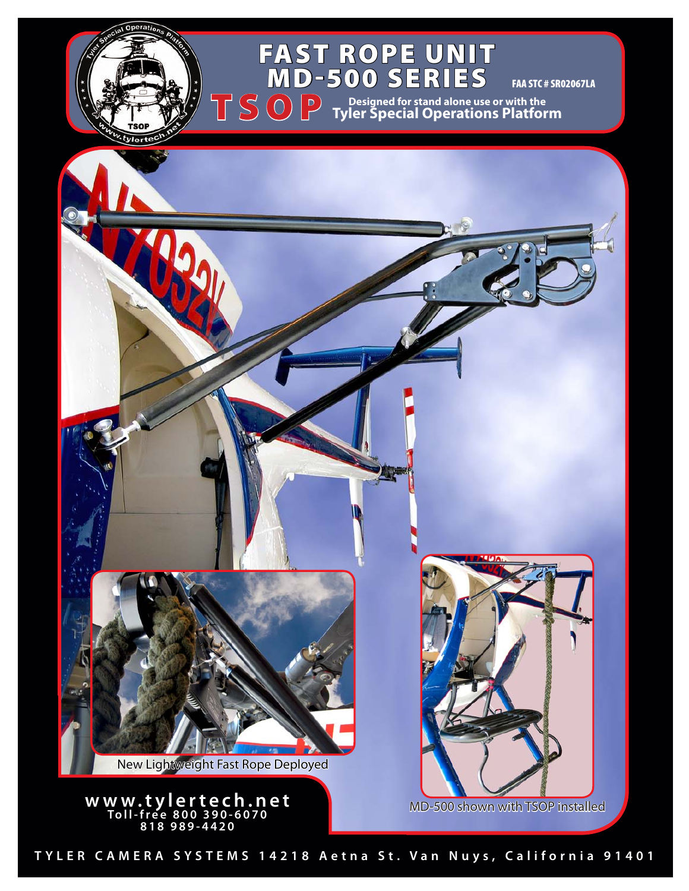# FAST ROPE UNIT MD-500 SERIES

FAA STC # SR02067LA

## TSOP

Designed for stand alone use or with the **Tyler Special Operations Platform**

New Lightweight Fast Rope Deployed

MD-500 shown with TSOP installed

**www.tylertech.net**
Toll-free 800 390-6070
818 989-4420

TYLER CAMERA SYSTEMS 14218 Aetna St. Van Nuys, California 91401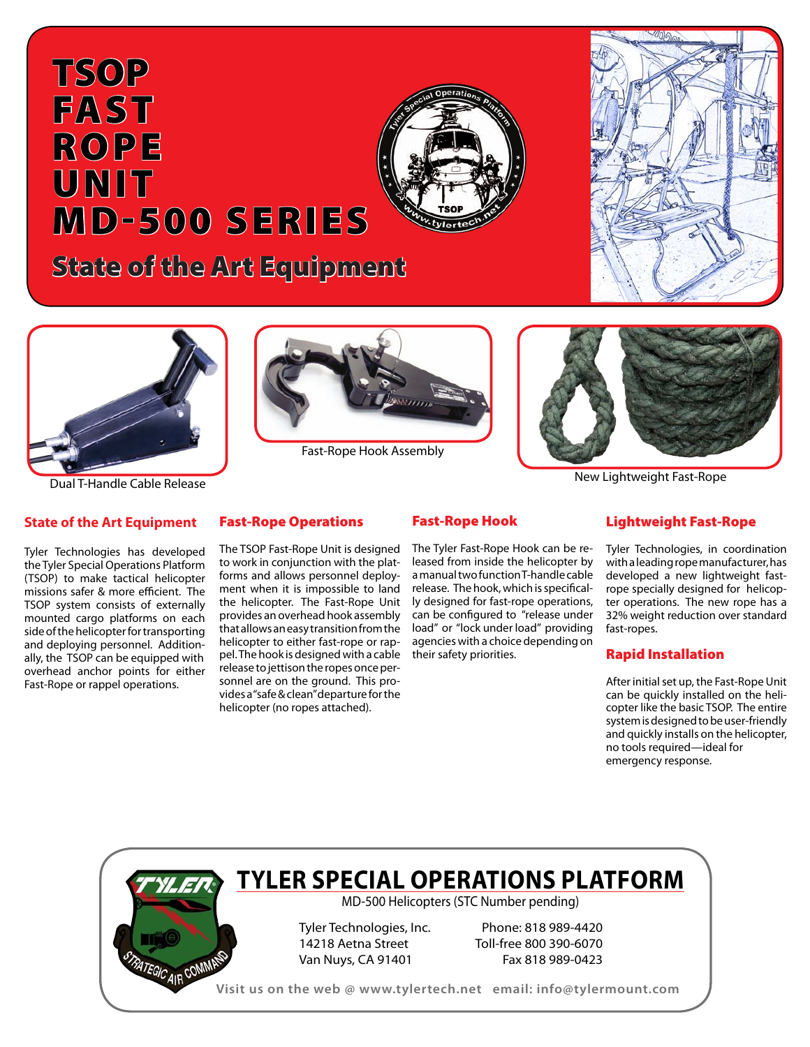# TSOP FAST ROPE UNIT MD-500 SERIES

## State of the Art Equipment

Dual T-Handle Cable Release

Fast-Rope Hook Assembly

New Lightweight Fast-Rope

### State of the Art Equipment

Tyler Technologies has developed the Tyler Special Operations Platform (TSOP) to make tactical helicopter missions safer & more efficient. The TSOP system consists of externally mounted cargo platforms on each side of the helicopter for transporting and deploying personnel. Additionally, the TSOP can be equipped with overhead anchor points for either Fast-Rope or rappel operations.

### Fast-Rope Operations

The TSOP Fast-Rope Unit is designed to work in conjunction with the platforms and allows personnel deployment when it is impossible to land the helicopter. The Fast-Rope Unit provides an overhead hook assembly that allows an easy transition from the helicopter to either fast-rope or rappel. The hook is designed with a cable release to jettison the ropes once personnel are on the ground. This provides a "safe & clean" departure for the helicopter (no ropes attached).

### Fast-Rope Hook

The Tyler Fast-Rope Hook can be released from inside the helicopter by a manual two function T-handle cable release. The hook, which is specifically designed for fast-rope operations, can be configured to "release under load" or "lock under load" providing agencies with a choice depending on their safety priorities.

### Lightweight Fast-Rope

Tyler Technologies, in coordination with a leading rope manufacturer, has developed a new lightweight fast-rope specially designed for helicopter operations. The new rope has a 32% weight reduction over standard fast-ropes.

### Rapid Installation

After initial set up, the Fast-Rope Unit can be quickly installed on the helicopter like the basic TSOP. The entire system is designed to be user-friendly and quickly installs on the helicopter, no tools required—ideal for emergency response.

## TYLER SPECIAL OPERATIONS PLATFORM

MD-500 Helicopters (STC Number pending)

Tyler Technologies, Inc.
14218 Aetna Street
Van Nuys, CA 91401

Phone: 818 989-4420
Toll-free 800 390-6070
Fax 818 989-0423

Visit us on the web @ www.tylertech.net email: info@tylermount.com